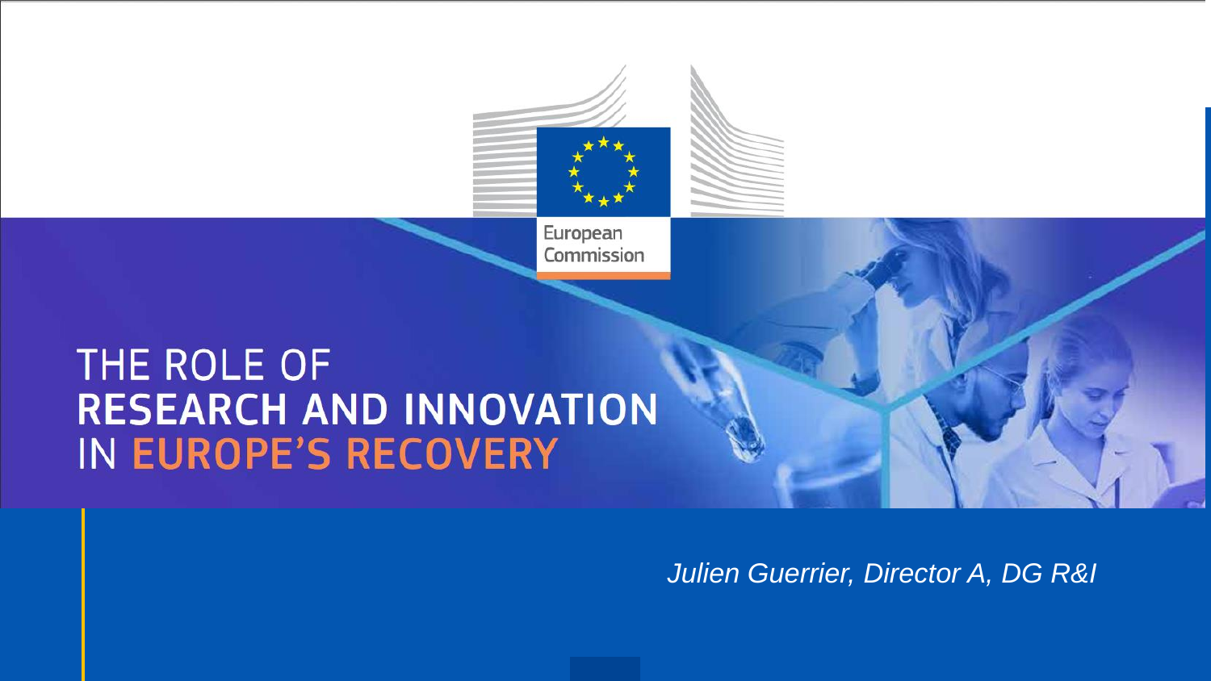European Commission

# THE ROLE OF **RESEARCH AND INNOVATION** IN **EUROPE'S RECOVERY**

*Julien Guerrier, Director A, DG R&I*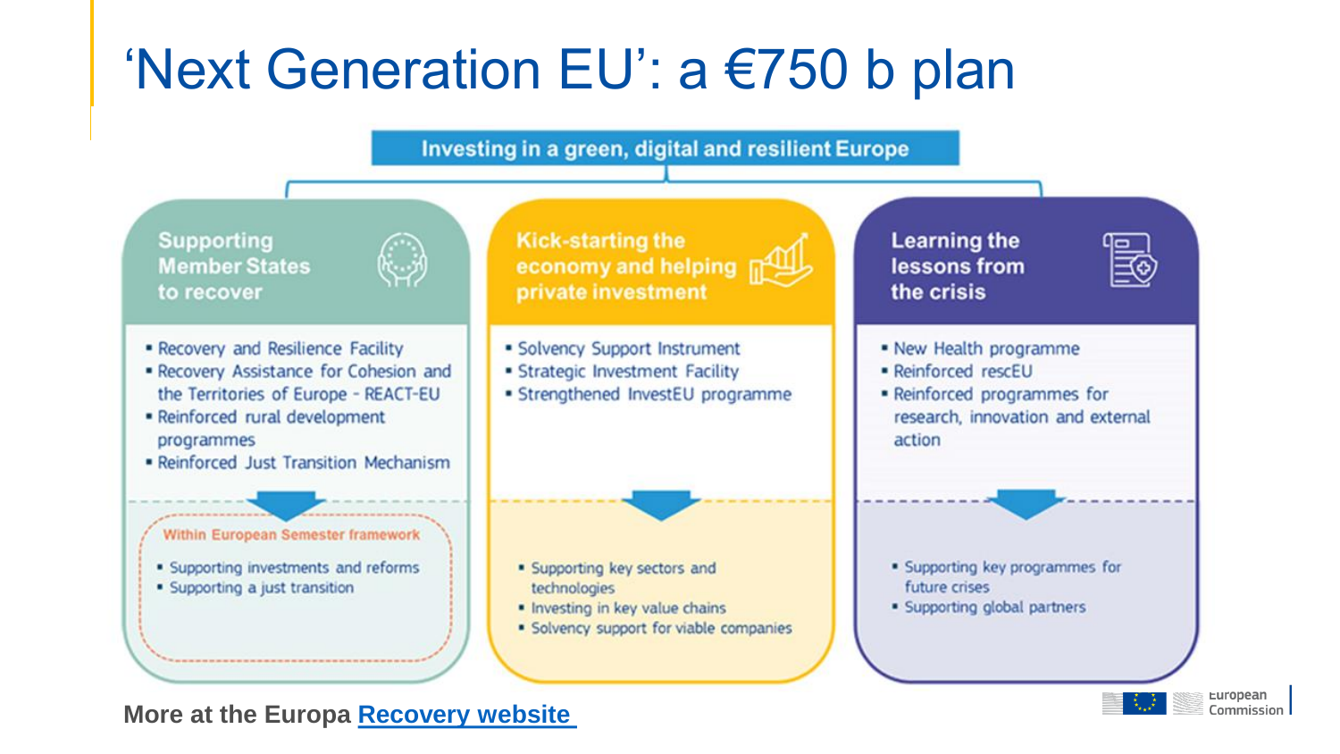# 'Next Generation EU': a €750 b plan

**Investing in a green, digital and resilient Europe**

### Supporting Member States to recover

- Recovery and Resilience Facility
- Recovery Assistance for Cohesion and the Territories of Europe - REACT-EU
- Reinforced rural development programmes
- Reinforced Just Transition Mechanism

*Within European Semester framework*

- Supporting investments and reforms
- Supporting a just transition

### Kick-starting the economy and helping private investment

- Solvency Support Instrument
- Strategic Investment Facility
- Strengthened InvestEU programme

---

- Supporting key sectors and technologies
- Investing in key value chains
- Solvency support for viable companies

### Learning the lessons from the crisis

- New Health programme
- Reinforced rescEU
- Reinforced programmes for research, innovation and external action

---

- Supporting key programmes for future crises
- Supporting global partners

More at the Europa [Recovery website](#)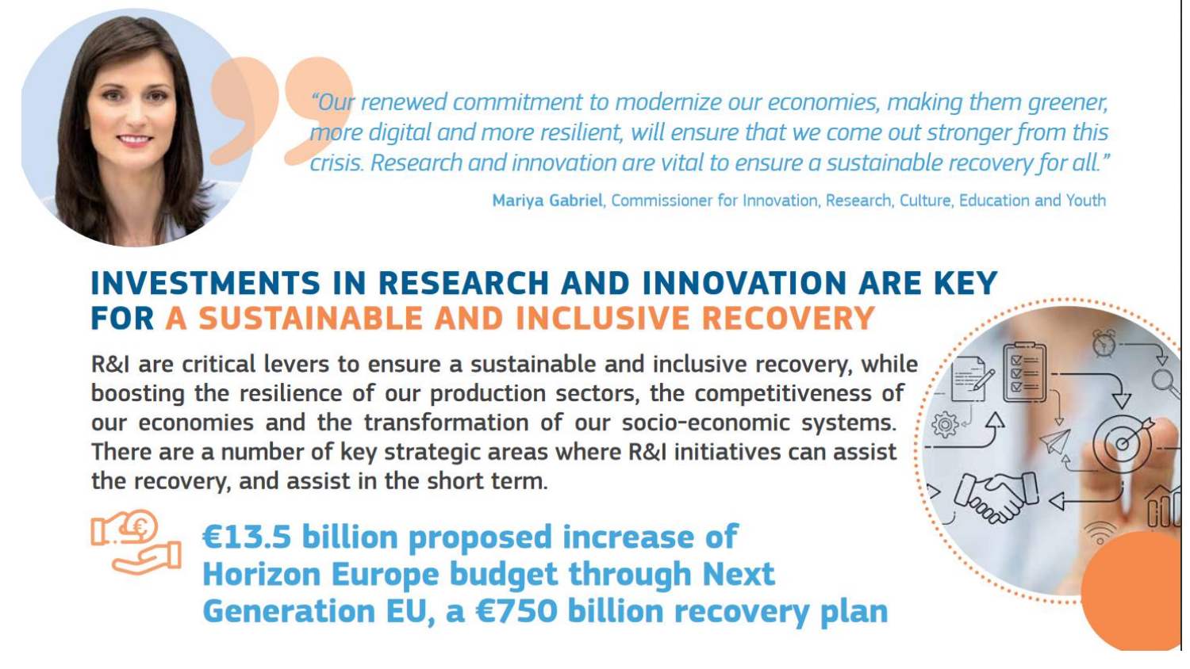> *"Our renewed commitment to modernize our economies, making them greener, more digital and more resilient, will ensure that we come out stronger from this crisis. Research and innovation are vital to ensure a sustainable recovery for all."*
>
> **Mariya Gabriel**, Commissioner for Innovation, Research, Culture, Education and Youth

## INVESTMENTS IN RESEARCH AND INNOVATION ARE KEY FOR A SUSTAINABLE AND INCLUSIVE RECOVERY

R&I are critical levers to ensure a sustainable and inclusive recovery, while boosting the resilience of our production sectors, the competitiveness of our economies and the transformation of our socio-economic systems. There are a number of key strategic areas where R&I initiatives can assist the recovery, and assist in the short term.

**€13.5 billion proposed increase of Horizon Europe budget through Next Generation EU, a €750 billion recovery plan**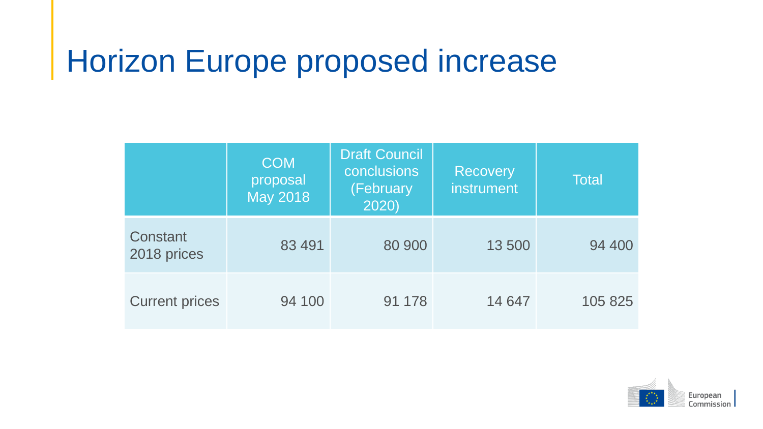# Horizon Europe proposed increase

| | COM proposal May 2018 | Draft Council conclusions (February 2020) | Recovery instrument | Total |
|---|---|---|---|---|
| Constant 2018 prices | 83 491 | 80 900 | 13 500 | 94 400 |
| Current prices | 94 100 | 91 178 | 14 647 | 105 825 |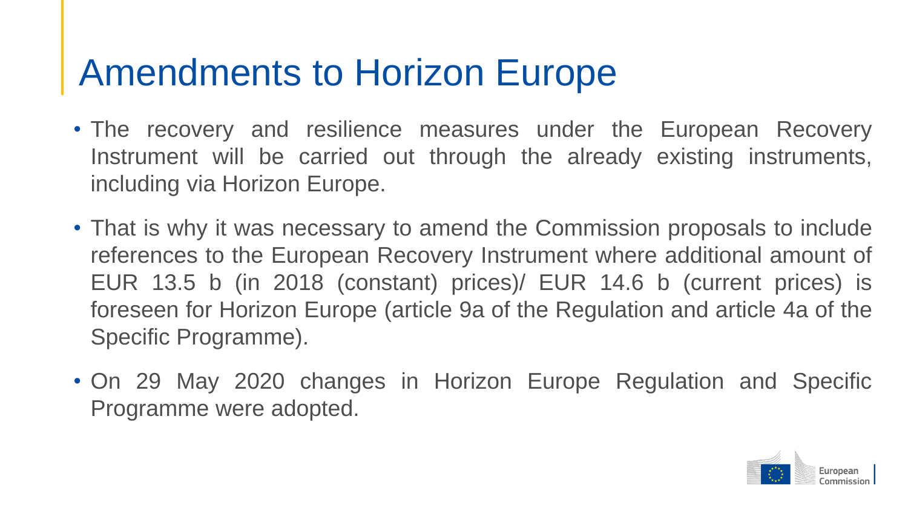# Amendments to Horizon Europe

- The recovery and resilience measures under the European Recovery Instrument will be carried out through the already existing instruments, including via Horizon Europe.
- That is why it was necessary to amend the Commission proposals to include references to the European Recovery Instrument where additional amount of EUR 13.5 b (in 2018 (constant) prices)/ EUR 14.6 b (current prices) is foreseen for Horizon Europe (article 9a of the Regulation and article 4a of the Specific Programme).
- On 29 May 2020 changes in Horizon Europe Regulation and Specific Programme were adopted.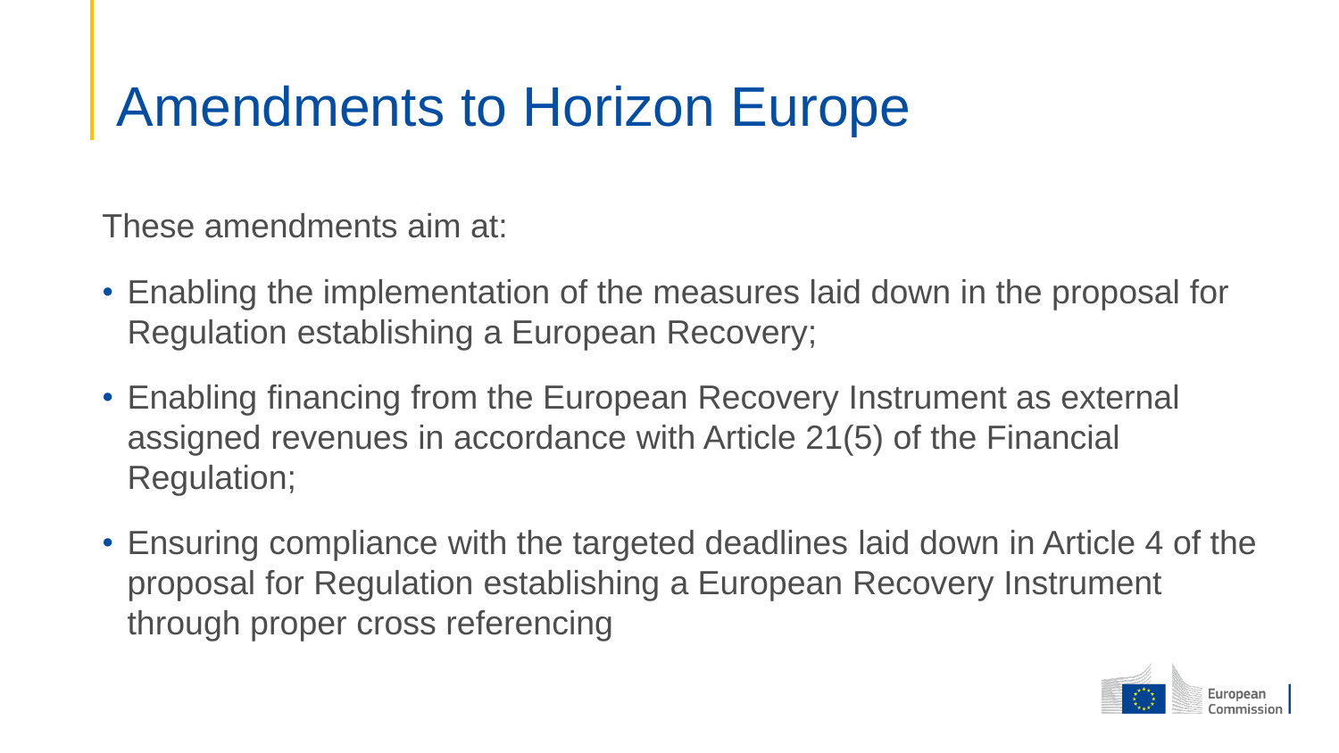# Amendments to Horizon Europe

These amendments aim at:

- Enabling the implementation of the measures laid down in the proposal for Regulation establishing a European Recovery;
- Enabling financing from the European Recovery Instrument as external assigned revenues in accordance with Article 21(5) of the Financial Regulation;
- Ensuring compliance with the targeted deadlines laid down in Article 4 of the proposal for Regulation establishing a European Recovery Instrument through proper cross referencing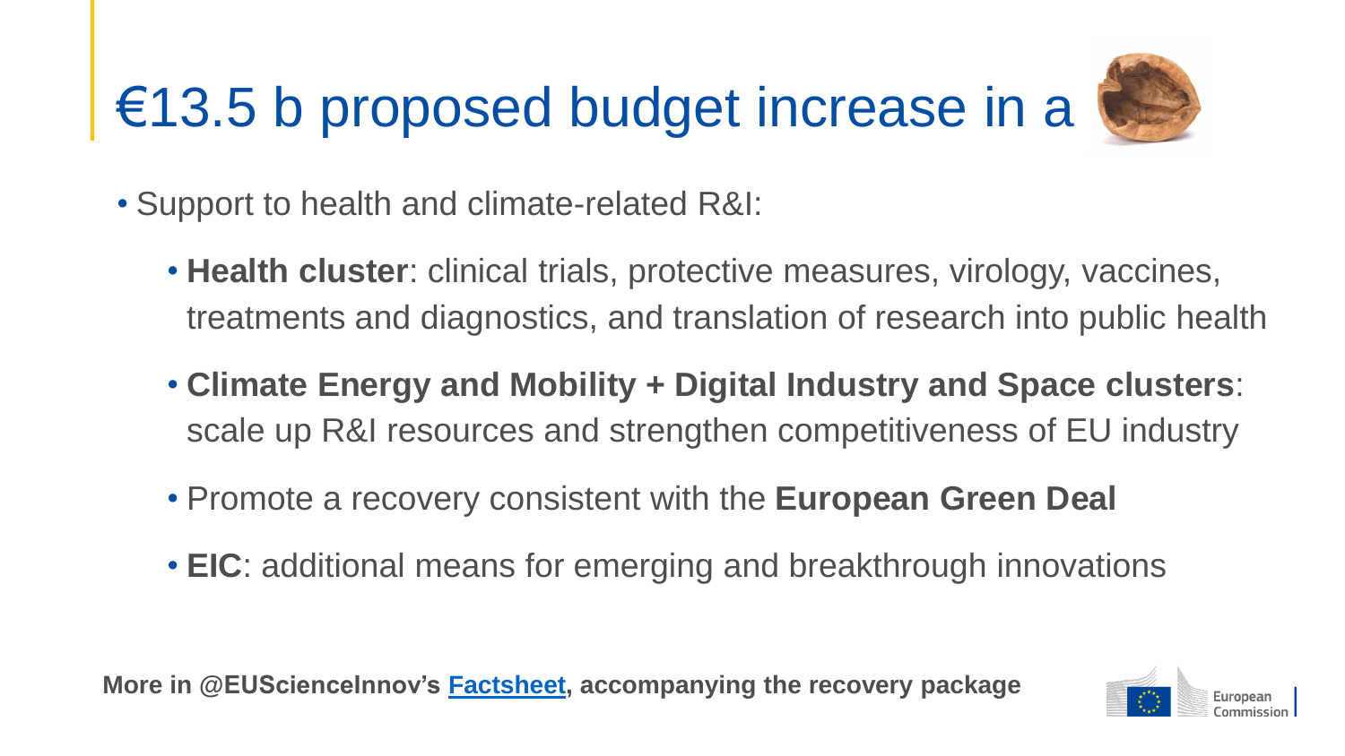# €13.5 b proposed budget increase in a

- Support to health and climate-related R&I:
  - **Health cluster**: clinical trials, protective measures, virology, vaccines, treatments and diagnostics, and translation of research into public health
  - **Climate Energy and Mobility + Digital Industry and Space clusters**: scale up R&I resources and strengthen competitiveness of EU industry
  - Promote a recovery consistent with the **European Green Deal**
  - **EIC**: additional means for emerging and breakthrough innovations

**More in @EUScienceInnov's Factsheet, accompanying the recovery package**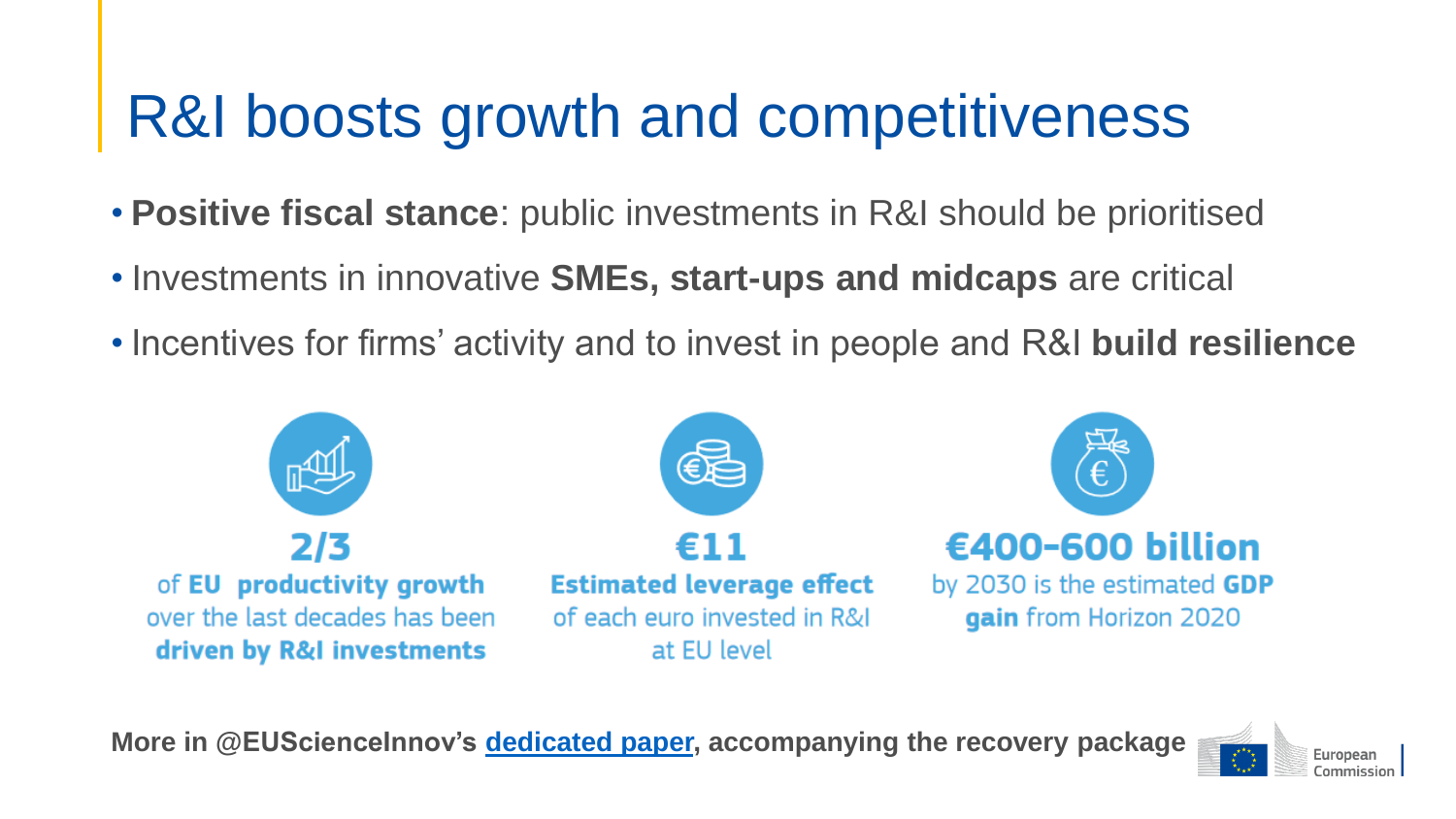# R&I boosts growth and competitiveness

- **Positive fiscal stance**: public investments in R&I should be prioritised
- Investments in innovative **SMEs, start-ups and midcaps** are critical
- Incentives for firms' activity and to invest in people and R&I **build resilience**

**2/3**
of **EU productivity growth** over the last decades has been **driven by R&I investments**

**€11**
**Estimated leverage effect** of each euro invested in R&I at EU level

**€400-600 billion**
by 2030 is the estimated **GDP gain** from Horizon 2020

**More in @EUScienceInnov's dedicated paper, accompanying the recovery package**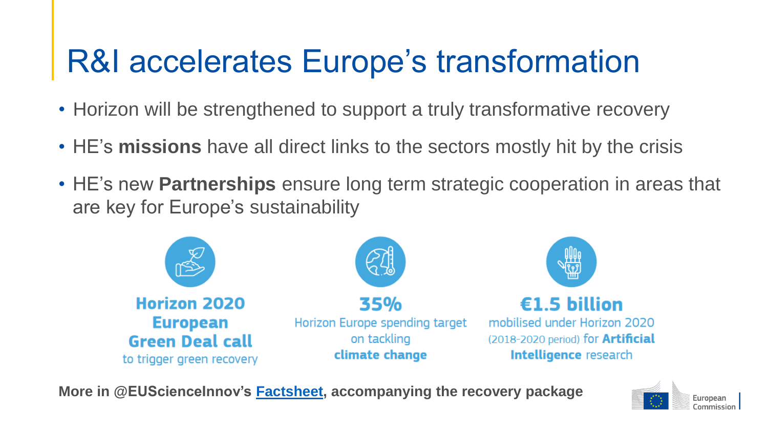# R&I accelerates Europe's transformation

- Horizon will be strengthened to support a truly transformative recovery
- HE's **missions** have all direct links to the sectors mostly hit by the crisis
- HE's new **Partnerships** ensure long term strategic cooperation in areas that are key for Europe's sustainability

**Horizon 2020 European Green Deal call** to trigger green recovery

**35%** Horizon Europe spending target on tackling **climate change**

**€1.5 billion** mobilised under Horizon 2020 (2018-2020 period) for **Artificial Intelligence** research

**More in @EUScienceInnov's Factsheet, accompanying the recovery package**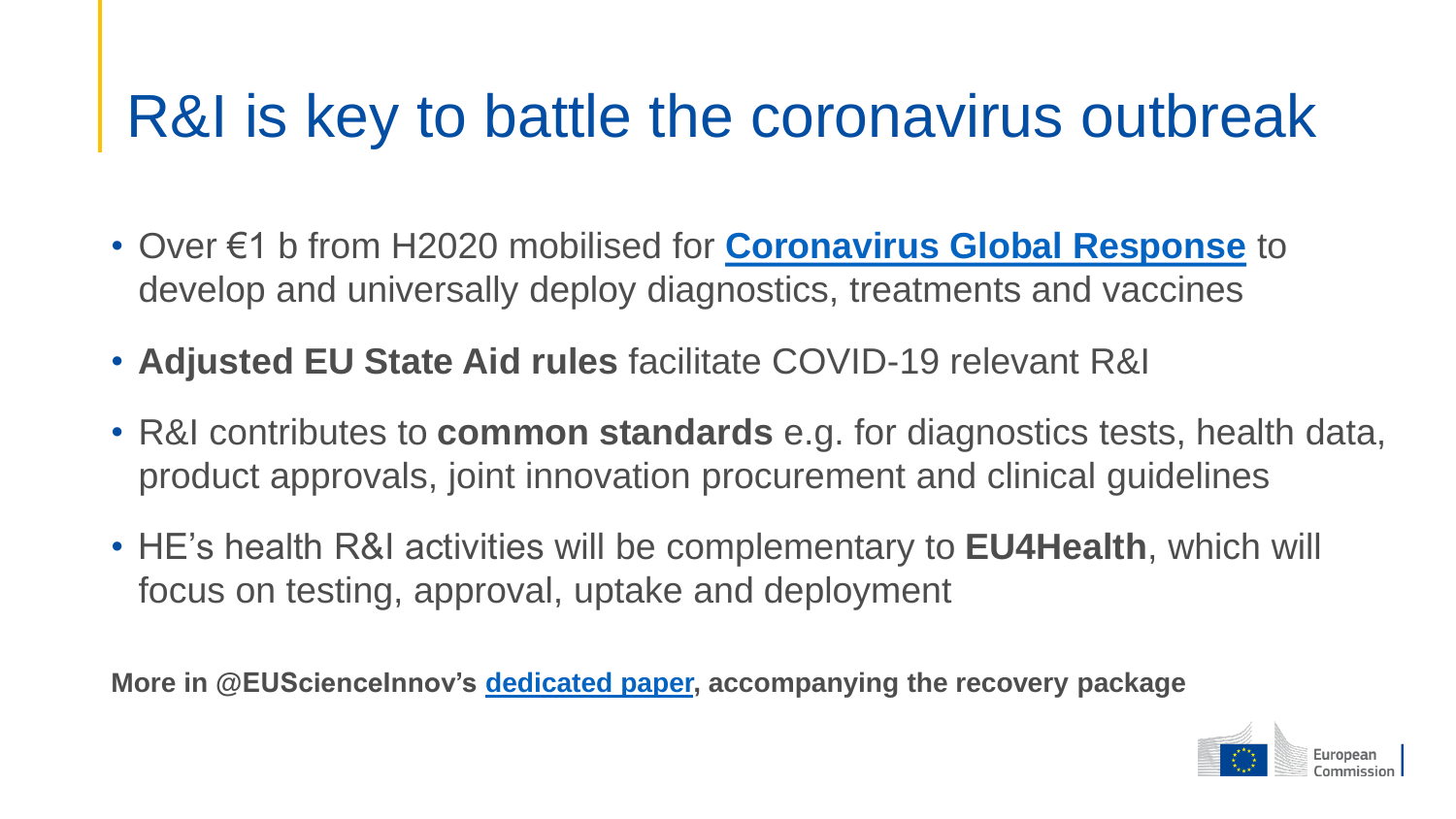# R&I is key to battle the coronavirus outbreak

- Over €1 b from H2020 mobilised for **Coronavirus Global Response** to develop and universally deploy diagnostics, treatments and vaccines
- **Adjusted EU State Aid rules** facilitate COVID-19 relevant R&I
- R&I contributes to **common standards** e.g. for diagnostics tests, health data, product approvals, joint innovation procurement and clinical guidelines
- HE's health R&I activities will be complementary to **EU4Health**, which will focus on testing, approval, uptake and deployment

**More in @EUScienceInnov's dedicated paper, accompanying the recovery package**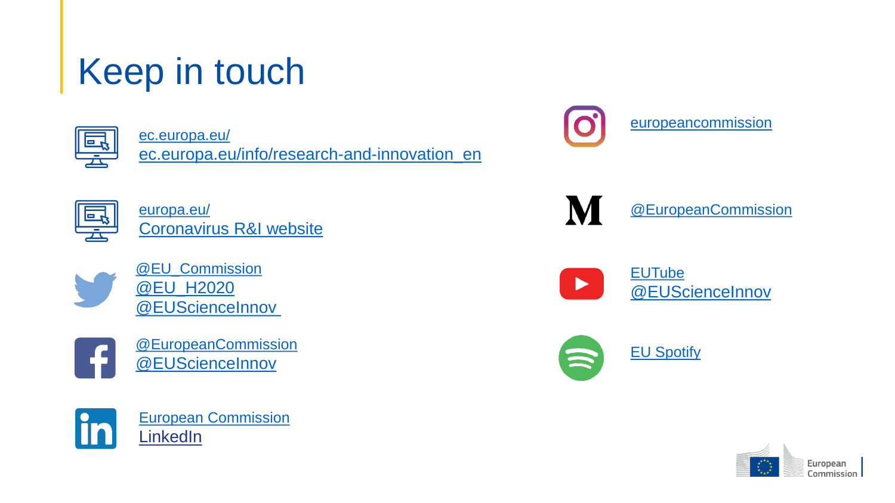# Keep in touch

ec.europa.eu/
ec.europa.eu/info/research-and-innovation_en

europa.eu/
Coronavirus R&I website

@EU_Commission
@EU_H2020
@EUScienceInnov

@EuropeanCommission
@EUScienceInnov

European Commission
LinkedIn

europeancommission

@EuropeanCommission

EUTube
@EUScienceInnov

EU Spotify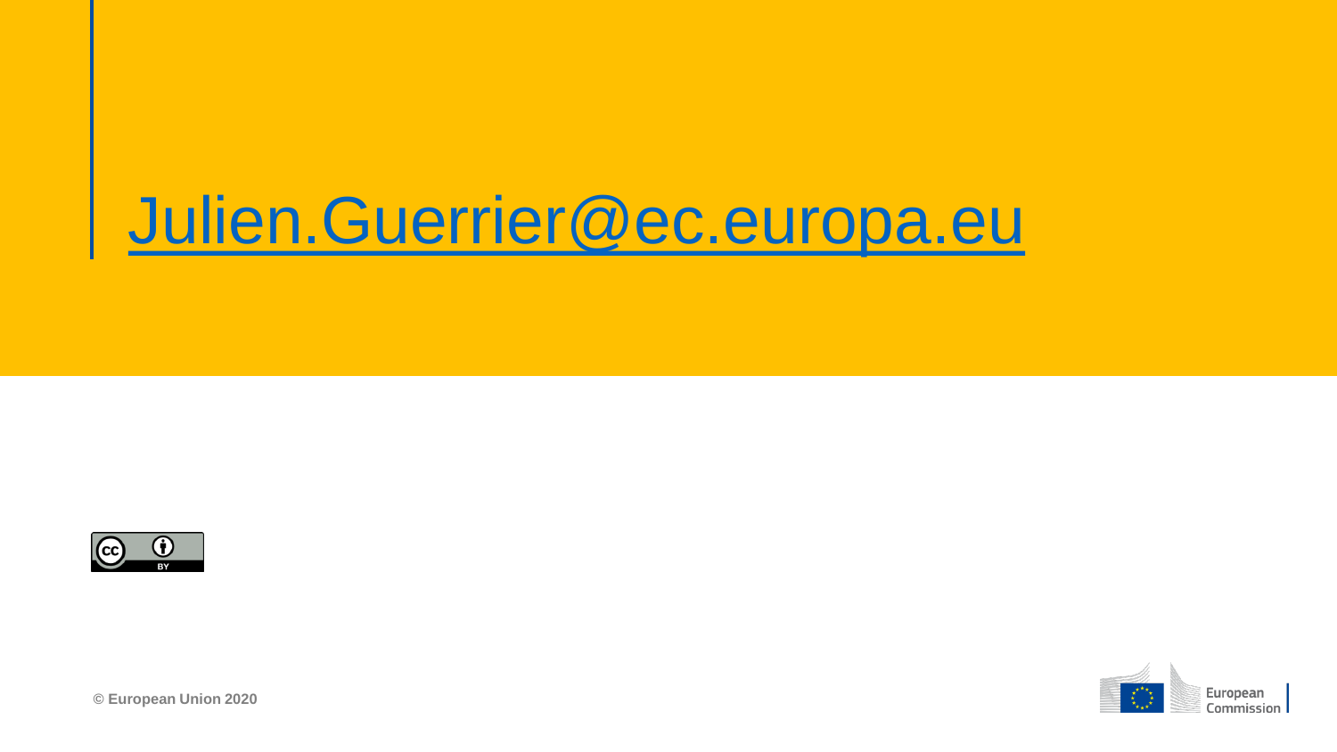[Julien.Guerrier@ec.europa.eu](mailto:Julien.Guerrier@ec.europa.eu)

© European Union 2020